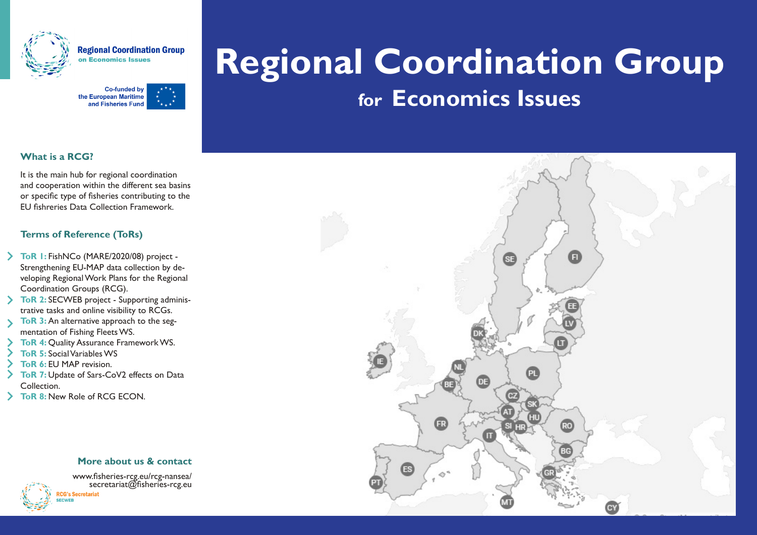Regional Coordination Group
on Economics Issues

Co-funded by the European Maritime and Fisheries Fund

# Regional Coordination Group

## for Economics Issues

### What is a RCG?

It is the main hub for regional coordination and cooperation within the different sea basins or specific type of fisheries contributing to the EU fishreries Data Collection Framework.

### Terms of Reference (ToRs)

- **ToR 1:** FishNCo (MARE/2020/08) project - Strengthening EU-MAP data collection by developing Regional Work Plans for the Regional Coordination Groups (RCG).
- **ToR 2:** SECWEB project - Supporting administrative tasks and online visibility to RCGs.
- **ToR 3:** An alternative approach to the segmentation of Fishing Fleets WS.
- **ToR 4:** Quality Assurance Framework WS.
- **ToR 5:** Social Variables WS
- **ToR 6:** EU MAP revision.
- **ToR 7:** Update of Sars-CoV2 effects on Data Collection.
- **ToR 8:** New Role of RCG ECON.

### More about us & contact

www.fisheries-rcg.eu/rcg-nansea/
secretariat@fisheries-rcg.eu

RCG's Secretariat
SECWEB

SE FI EE LV LT DK IE NL PL DE BE CZ SK AT HU FR SI HR RO IT BG ES GR PT MT CY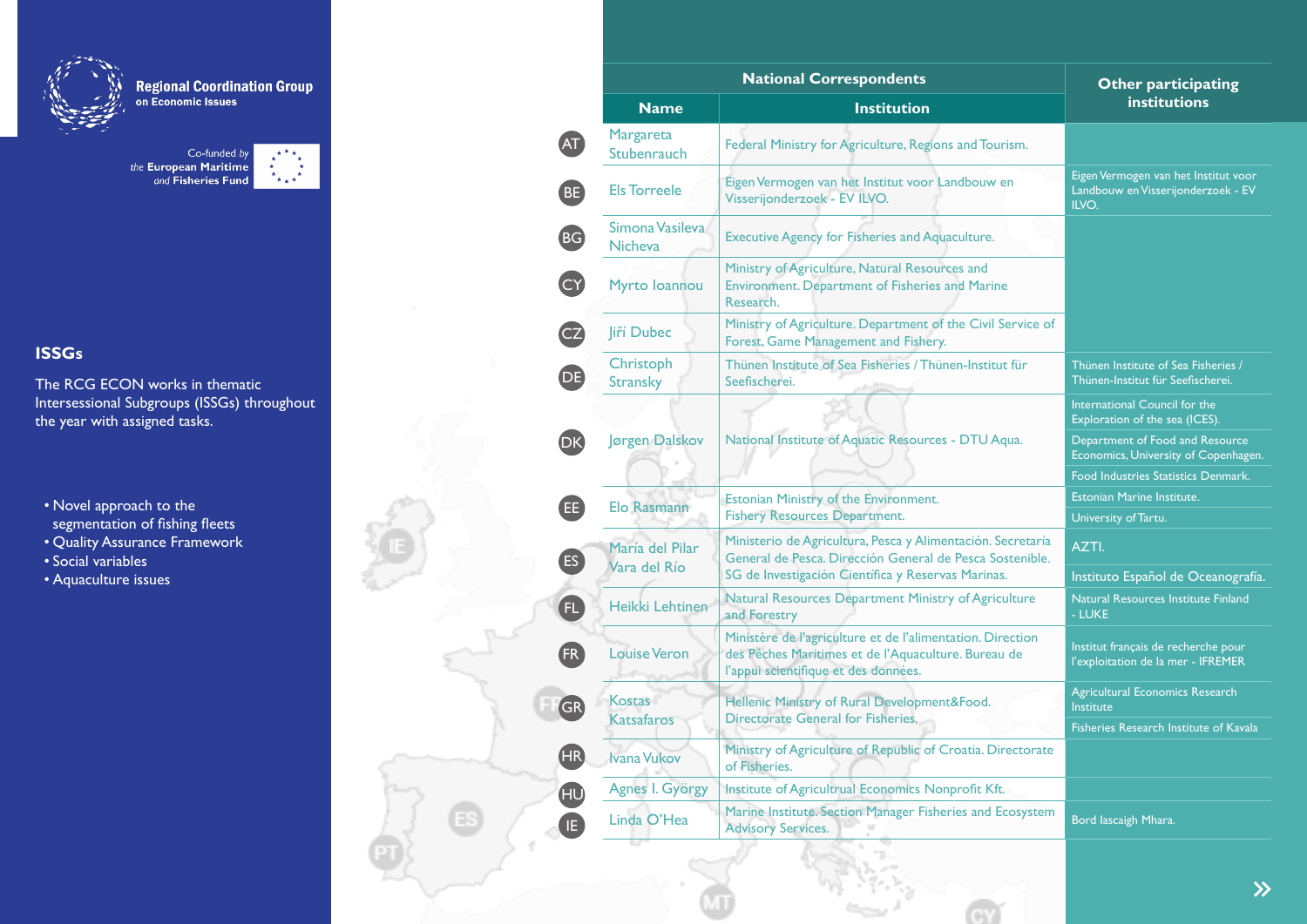**Regional Coordination Group**
**on Economic Issues**

Co-funded by *the* **European Maritime** *and* **Fisheries Fund**

### ISSGs

The RCG ECON works in thematic Intersessional Subgroups (ISSGs) throughout the year with assigned tasks.

- Novel approach to the segmentation of fishing fleets
- Quality Assurance Framework
- Social variables
- Aquaculture issues

| | National Correspondents | | Other participating institutions |
|---|---|---|---|
| | **Name** | **Institution** | |
| AT | Margareta Stubenrauch | Federal Ministry for Agriculture, Regions and Tourism. | |
| BE | Els Torreele | Eigen Vermogen van het Institut voor Landbouw en Visserijonderzoek - EV ILVO. | Eigen Vermogen van het Institut voor Landbouw en Visserijonderzoek - EV ILVO. |
| BG | Simona Vasileva Nicheva | Executive Agency for Fisheries and Aquaculture. | |
| CY | Myrto Ioannou | Ministry of Agriculture, Natural Resources and Environment. Department of Fisheries and Marine Research. | |
| CZ | Jiří Dubec | Ministry of Agriculture. Department of the Civil Service of Forest, Game Management and Fishery. | |
| DE | Christoph Stransky | Thünen Institute of Sea Fisheries / Thünen-Institut für Seefischerei. | Thünen Institute of Sea Fisheries / Thünen-Institut für Seefischerei. |
| DK | Jørgen Dalskov | National Institute of Aquatic Resources - DTU Aqua. | International Council for the Exploration of the sea (ICES).<br>Department of Food and Resource Economics, University of Copenhagen.<br>Food Industries Statistics Denmark. |
| EE | Elo Rasmann | Estonian Ministry of the Environment. Fishery Resources Department. | Estonian Marine Institute.<br>University of Tartu. |
| ES | María del Pilar Vara del Río | Ministerio de Agricultura, Pesca y Alimentación. Secretaría General de Pesca. Dirección General de Pesca Sostenible. SG de Investigación Científica y Reservas Marinas. | AZTI.<br>Instituto Español de Oceanografía. |
| FL | Heikki Lehtinen | Natural Resources Department Ministry of Agriculture and Forestry | Natural Resources Institute Finland - LUKE |
| FR | Louise Veron | Ministère de l'agriculture et de l'alimentation. Direction des Pêches Maritimes et de l'Aquaculture. Bureau de l'appui scientifique et des données. | Institut français de recherche pour l'exploitation de la mer - IFREMER |
| GR | Kostas Katsafaros | Hellenic Ministry of Rural Development&Food. Directorate General for Fisheries. | Agricultural Economics Research Institute<br>Fisheries Research Institute of Kavala |
| HR | Ivana Vukov | Ministry of Agriculture of Republic of Croatia. Directorate of Fisheries. | |
| HU | Agnes I. György | Institute of Agricultrual Economics Nonprofit Kft. | |
| IE | Linda O'Hea | Marine Institute. Section Manager Fisheries and Ecosystem Advisory Services. | Bord Iascaigh Mhara. |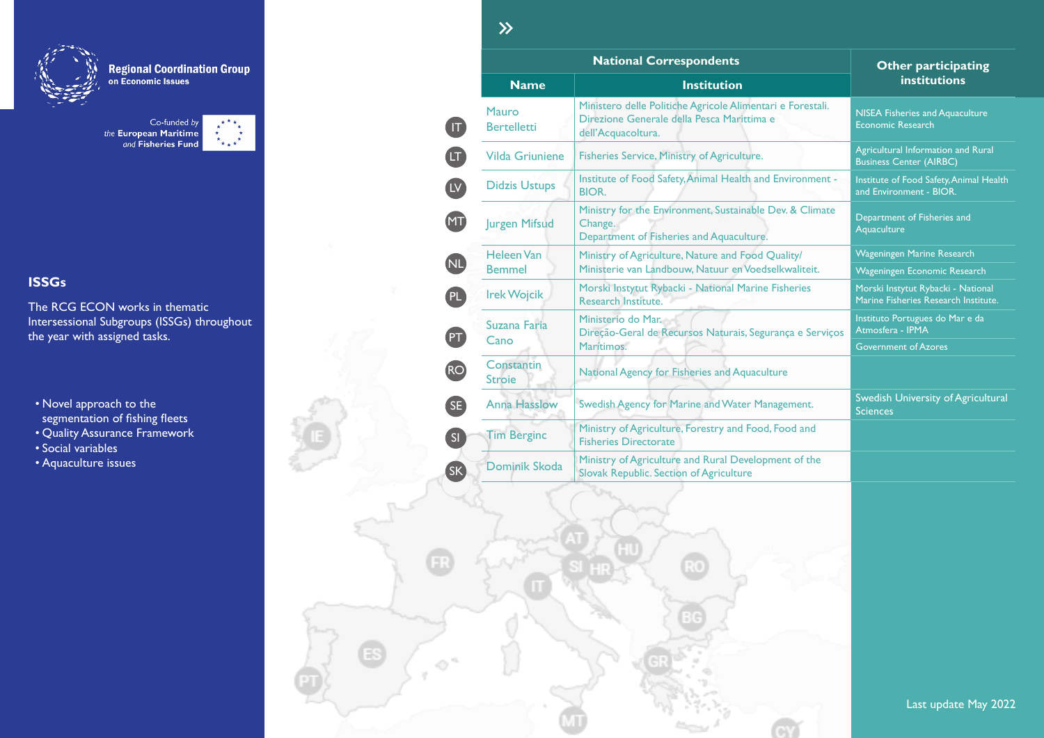**Regional Coordination Group**
**on Economic Issues**

Co-funded by *the* **European Maritime** *and* **Fisheries Fund**

## ISSGs

The RCG ECON works in thematic Intersessional Subgroups (ISSGs) throughout the year with assigned tasks.

- Novel approach to the segmentation of fishing fleets
- Quality Assurance Framework
- Social variables
- Aquaculture issues

| | National Correspondents | | Other participating institutions |
|---|---|---|---|
| | Name | Institution | |
| IT | Mauro Bertelletti | Ministero delle Politiche Agricole Alimentari e Forestali. Direzione Generale della Pesca Marittima e dell'Acquacoltura. | NISEA Fisheries and Aquaculture Economic Research |
| LT | Vilda Griuniene | Fisheries Service, Ministry of Agriculture. | Agricultural Information and Rural Business Center (AIRBC) |
| LV | Didzis Ustups | Institute of Food Safety, Animal Health and Environment - BIOR. | Institute of Food Safety, Animal Health and Environment - BIOR. |
| MT | Jurgen Mifsud | Ministry for the Environment, Sustainable Dev. & Climate Change. Department of Fisheries and Aquaculture. | Department of Fisheries and Aquaculture |
| NL | Heleen Van Bemmel | Ministry of Agriculture, Nature and Food Quality/ Ministerie van Landbouw, Natuur en Voedselkwaliteit. | Wageningen Marine Research; Wageningen Economic Research |
| PL | Irek Wojcik | Morski Instytut Rybacki - National Marine Fisheries Research Institute. | Morski Instytut Rybacki - National Marine Fisheries Research Institute. |
| PT | Suzana Faria Cano | Ministerio do Mar. Direção-Geral de Recursos Naturais, Segurança e Serviços Marítimos. | Instituto Portugues do Mar e da Atmosfera - IPMA; Government of Azores |
| RO | Constantin Stroie | National Agency for Fisheries and Aquaculture | |
| SE | Anna Hasslow | Swedish Agency for Marine and Water Management. | Swedish University of Agricultural Sciences |
| SI | Tim Berginc | Ministry of Agriculture, Forestry and Food, Food and Fisheries Directorate | |
| SK | Dominik Skoda | Ministry of Agriculture and Rural Development of the Slovak Republic. Section of Agriculture | |

Last update May 2022